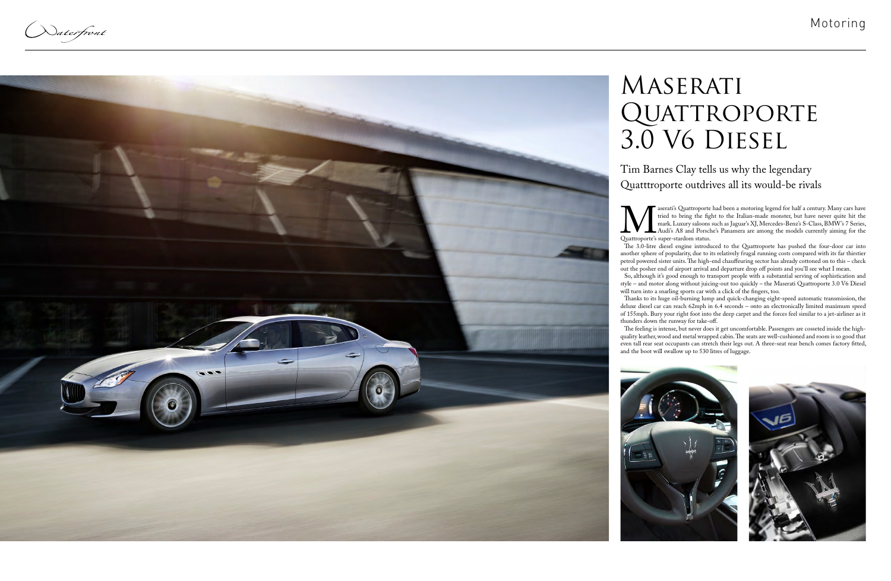# Maserati Quattroporte 3.0 V6 Diesel

Tim Barnes Clay tells us why the legendary Quatttroporte outdrives all its would-be rivals

Maserati's Quattroporte had been a motoring legend for half a century. Many cars have tried to bring the fight to the Italian-made monster, but have never quite hit the mark. Luxury saloons such as Jaguar's XJ, Mercedes-Benz's S-Class, BMW's 7 Series, Audi's A8 and Porsche's Panamera are among the models currently aiming for the Quattroporte's super-stardom status.

The 3.0-litre diesel engine introduced to the Quattroporte has pushed the four-door car into another sphere of popularity, due to its relatively frugal running costs compared with its far thirstier petrol powered sister units. The high-end chauffeuring sector has already cottoned on to this – check out the posher end of airport arrival and departure drop off points and you'll see what I mean.

So, although it's good enough to transport people with a substantial serving of sophistication and style – and motor along without juicing-out too quickly – the Maserati Quattroporte 3.0 V6 Diesel will turn into a snarling sports car with a click of the fingers, too.

Thanks to its huge oil-burning lump and quick-changing eight-speed automatic transmission, the deluxe diesel car can reach 62mph in 6.4 seconds – onto an electronically limited maximum speed of 155mph. Bury your right foot into the deep carpet and the forces feel similar to a jet-airliner as it thunders down the runway for take-off.

The feeling is intense, but never does it get uncomfortable. Passengers are cosseted inside the high-quality leather, wood and metal wrapped cabin. The seats are well-cushioned and room is so good that even tall rear seat occupants can stretch their legs out. A three-seat rear bench comes factory fitted, and the boot will swallow up to 530 litres of luggage.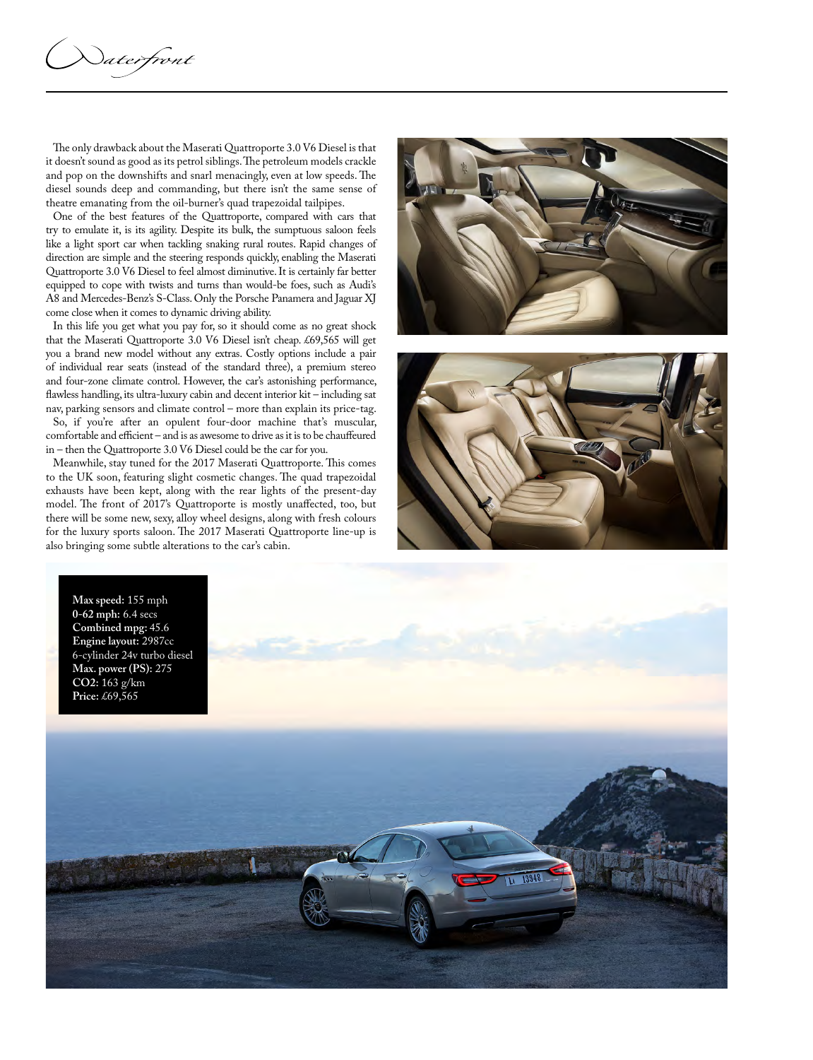The only drawback about the Maserati Quattroporte 3.0 V6 Diesel is that it doesn't sound as good as its petrol siblings. The petroleum models crackle and pop on the downshifts and snarl menacingly, even at low speeds. The diesel sounds deep and commanding, but there isn't the same sense of theatre emanating from the oil-burner's quad trapezoidal tailpipes.

One of the best features of the Quattroporte, compared with cars that try to emulate it, is its agility. Despite its bulk, the sumptuous saloon feels like a light sport car when tackling snaking rural routes. Rapid changes of direction are simple and the steering responds quickly, enabling the Maserati Quattroporte 3.0 V6 Diesel to feel almost diminutive. It is certainly far better equipped to cope with twists and turns than would-be foes, such as Audi's A8 and Mercedes-Benz's S-Class. Only the Porsche Panamera and Jaguar XJ come close when it comes to dynamic driving ability.

In this life you get what you pay for, so it should come as no great shock that the Maserati Quattroporte 3.0 V6 Diesel isn't cheap. £69,565 will get you a brand new model without any extras. Costly options include a pair of individual rear seats (instead of the standard three), a premium stereo and four-zone climate control. However, the car's astonishing performance, flawless handling, its ultra-luxury cabin and decent interior kit – including sat nav, parking sensors and climate control – more than explain its price-tag.

So, if you're after an opulent four-door machine that's muscular, comfortable and efficient – and is as awesome to drive as it is to be chauffeured in – then the Quattroporte 3.0 V6 Diesel could be the car for you.

Meanwhile, stay tuned for the 2017 Maserati Quattroporte. This comes to the UK soon, featuring slight cosmetic changes. The quad trapezoidal exhausts have been kept, along with the rear lights of the present-day model. The front of 2017's Quattroporte is mostly unaffected, too, but there will be some new, sexy, alloy wheel designs, along with fresh colours for the luxury sports saloon. The 2017 Maserati Quattroporte line-up is also bringing some subtle alterations to the car's cabin.

**Max speed:** 155 mph
**0-62 mph:** 6.4 secs
**Combined mpg:** 45.6
**Engine layout:** 2987cc 6-cylinder 24v turbo diesel
**Max. power (PS):** 275
**CO2:** 163 g/km
**Price:** £69,565